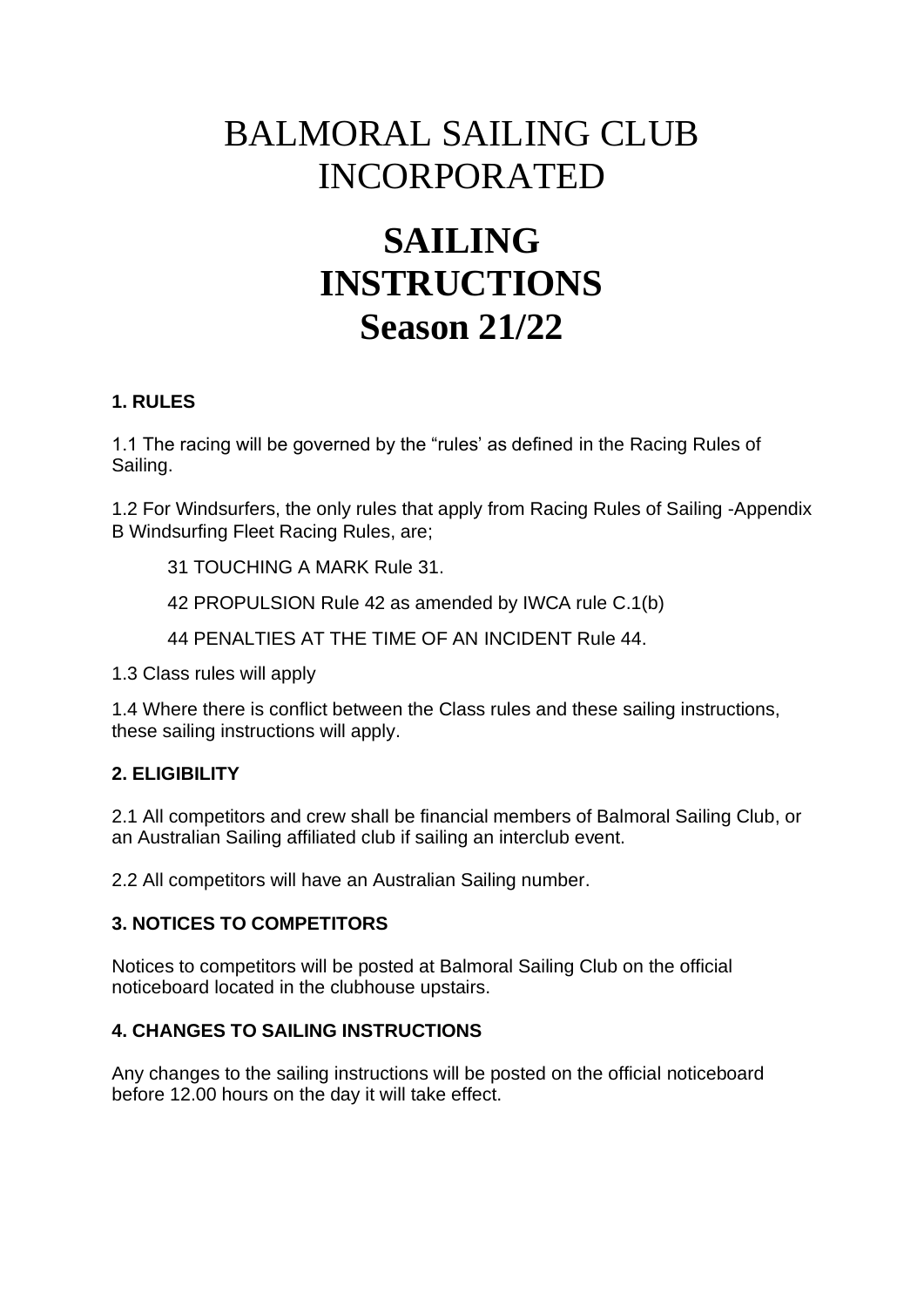# BALMORAL SAILING CLUB INCORPORATED

# SAILING INSTRUCTIONS Season 21/22

### 1. RULES

1.1 The racing will be governed by the "rules' as defined in the Racing Rules of Sailing.

1.2 For Windsurfers, the only rules that apply from Racing Rules of Sailing -Appendix B Windsurfing Fleet Racing Rules, are;

31 TOUCHING A MARK Rule 31.

42 PROPULSION Rule 42 as amended by IWCA rule C.1(b)

44 PENALTIES AT THE TIME OF AN INCIDENT Rule 44.

1.3 Class rules will apply

1.4 Where there is conflict between the Class rules and these sailing instructions, these sailing instructions will apply.

### 2. ELIGIBILITY

2.1 All competitors and crew shall be financial members of Balmoral Sailing Club, or an Australian Sailing affiliated club if sailing an interclub event.

2.2 All competitors will have an Australian Sailing number.

### 3. NOTICES TO COMPETITORS

Notices to competitors will be posted at Balmoral Sailing Club on the official noticeboard located in the clubhouse upstairs.

### 4. CHANGES TO SAILING INSTRUCTIONS

Any changes to the sailing instructions will be posted on the official noticeboard before 12.00 hours on the day it will take effect.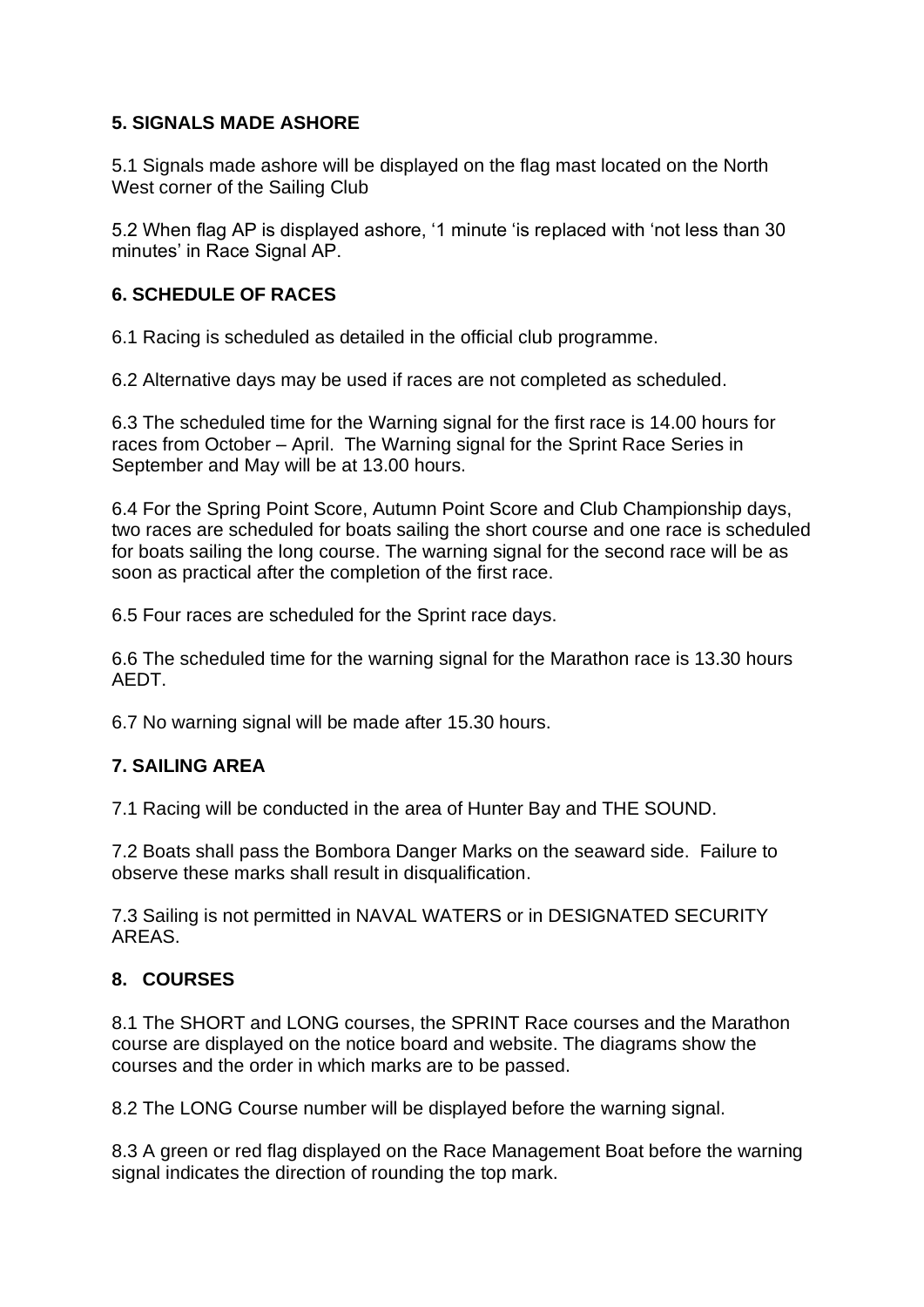## 5. SIGNALS MADE ASHORE

5.1 Signals made ashore will be displayed on the flag mast located on the North West corner of the Sailing Club

5.2 When flag AP is displayed ashore, '1 minute 'is replaced with 'not less than 30 minutes' in Race Signal AP.

## 6. SCHEDULE OF RACES

6.1 Racing is scheduled as detailed in the official club programme.

6.2 Alternative days may be used if races are not completed as scheduled.

6.3 The scheduled time for the Warning signal for the first race is 14.00 hours for races from October – April. The Warning signal for the Sprint Race Series in September and May will be at 13.00 hours.

6.4 For the Spring Point Score, Autumn Point Score and Club Championship days, two races are scheduled for boats sailing the short course and one race is scheduled for boats sailing the long course. The warning signal for the second race will be as soon as practical after the completion of the first race.

6.5 Four races are scheduled for the Sprint race days.

6.6 The scheduled time for the warning signal for the Marathon race is 13.30 hours AEDT.

6.7 No warning signal will be made after 15.30 hours.

## 7. SAILING AREA

7.1 Racing will be conducted in the area of Hunter Bay and THE SOUND.

7.2 Boats shall pass the Bombora Danger Marks on the seaward side. Failure to observe these marks shall result in disqualification.

7.3 Sailing is not permitted in NAVAL WATERS or in DESIGNATED SECURITY AREAS.

## 8. COURSES

8.1 The SHORT and LONG courses, the SPRINT Race courses and the Marathon course are displayed on the notice board and website. The diagrams show the courses and the order in which marks are to be passed.

8.2 The LONG Course number will be displayed before the warning signal.

8.3 A green or red flag displayed on the Race Management Boat before the warning signal indicates the direction of rounding the top mark.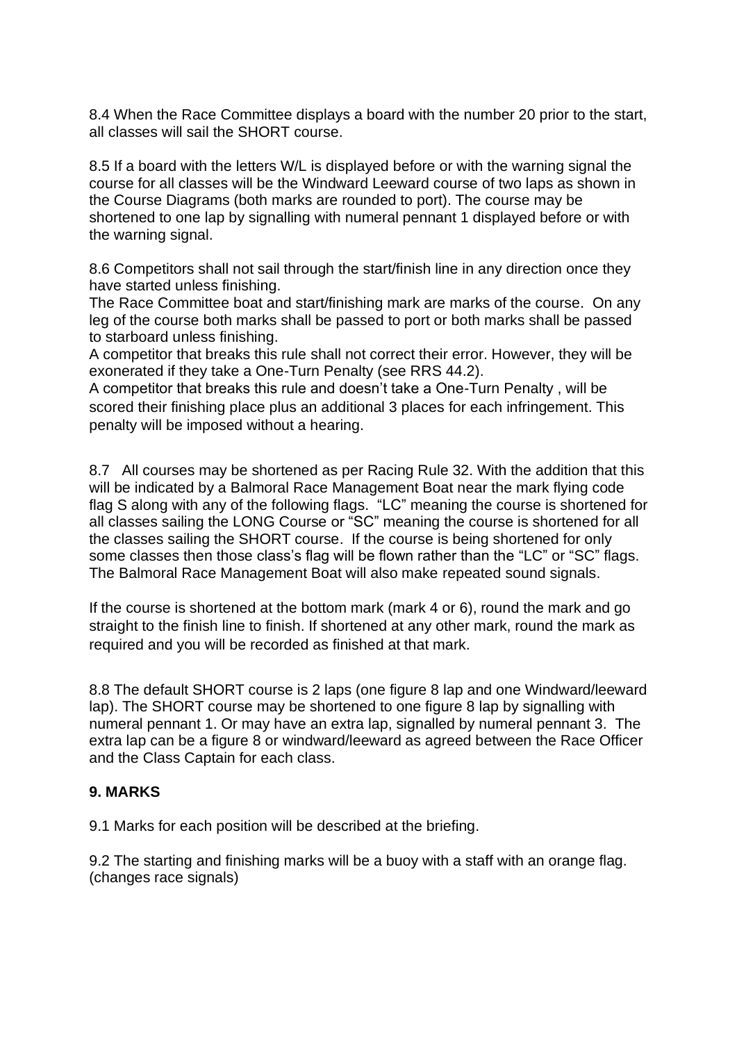8.4 When the Race Committee displays a board with the number 20 prior to the start, all classes will sail the SHORT course.

8.5 If a board with the letters W/L is displayed before or with the warning signal the course for all classes will be the Windward Leeward course of two laps as shown in the Course Diagrams (both marks are rounded to port). The course may be shortened to one lap by signalling with numeral pennant 1 displayed before or with the warning signal.

8.6 Competitors shall not sail through the start/finish line in any direction once they have started unless finishing.
The Race Committee boat and start/finishing mark are marks of the course. On any leg of the course both marks shall be passed to port or both marks shall be passed to starboard unless finishing.
A competitor that breaks this rule shall not correct their error. However, they will be exonerated if they take a One-Turn Penalty (see RRS 44.2).
A competitor that breaks this rule and doesn't take a One-Turn Penalty , will be scored their finishing place plus an additional 3 places for each infringement. This penalty will be imposed without a hearing.

8.7 All courses may be shortened as per Racing Rule 32. With the addition that this will be indicated by a Balmoral Race Management Boat near the mark flying code flag S along with any of the following flags. "LC" meaning the course is shortened for all classes sailing the LONG Course or "SC" meaning the course is shortened for all the classes sailing the SHORT course. If the course is being shortened for only some classes then those class's flag will be flown rather than the "LC" or "SC" flags. The Balmoral Race Management Boat will also make repeated sound signals.

If the course is shortened at the bottom mark (mark 4 or 6), round the mark and go straight to the finish line to finish. If shortened at any other mark, round the mark as required and you will be recorded as finished at that mark.

8.8 The default SHORT course is 2 laps (one figure 8 lap and one Windward/leeward lap). The SHORT course may be shortened to one figure 8 lap by signalling with numeral pennant 1. Or may have an extra lap, signalled by numeral pennant 3. The extra lap can be a figure 8 or windward/leeward as agreed between the Race Officer and the Class Captain for each class.

## 9. MARKS

9.1 Marks for each position will be described at the briefing.

9.2 The starting and finishing marks will be a buoy with a staff with an orange flag. (changes race signals)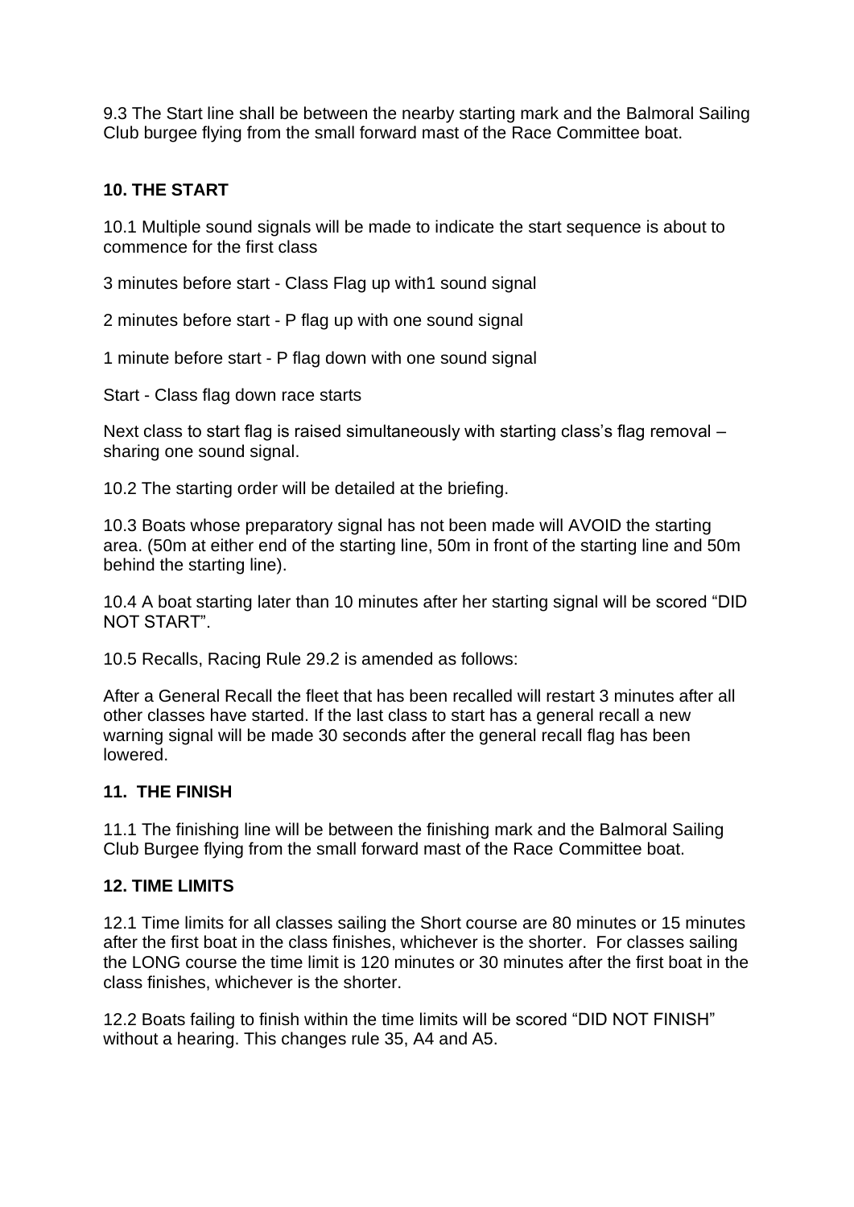9.3 The Start line shall be between the nearby starting mark and the Balmoral Sailing Club burgee flying from the small forward mast of the Race Committee boat.

## 10. THE START

10.1 Multiple sound signals will be made to indicate the start sequence is about to commence for the first class

3 minutes before start - Class Flag up with1 sound signal

2 minutes before start - P flag up with one sound signal

1 minute before start - P flag down with one sound signal

Start - Class flag down race starts

Next class to start flag is raised simultaneously with starting class's flag removal – sharing one sound signal.

10.2 The starting order will be detailed at the briefing.

10.3 Boats whose preparatory signal has not been made will AVOID the starting area. (50m at either end of the starting line, 50m in front of the starting line and 50m behind the starting line).

10.4 A boat starting later than 10 minutes after her starting signal will be scored "DID NOT START".

10.5 Recalls, Racing Rule 29.2 is amended as follows:

After a General Recall the fleet that has been recalled will restart 3 minutes after all other classes have started. If the last class to start has a general recall a new warning signal will be made 30 seconds after the general recall flag has been lowered.

## 11. THE FINISH

11.1 The finishing line will be between the finishing mark and the Balmoral Sailing Club Burgee flying from the small forward mast of the Race Committee boat.

## 12. TIME LIMITS

12.1 Time limits for all classes sailing the Short course are 80 minutes or 15 minutes after the first boat in the class finishes, whichever is the shorter. For classes sailing the LONG course the time limit is 120 minutes or 30 minutes after the first boat in the class finishes, whichever is the shorter.

12.2 Boats failing to finish within the time limits will be scored "DID NOT FINISH" without a hearing. This changes rule 35, A4 and A5.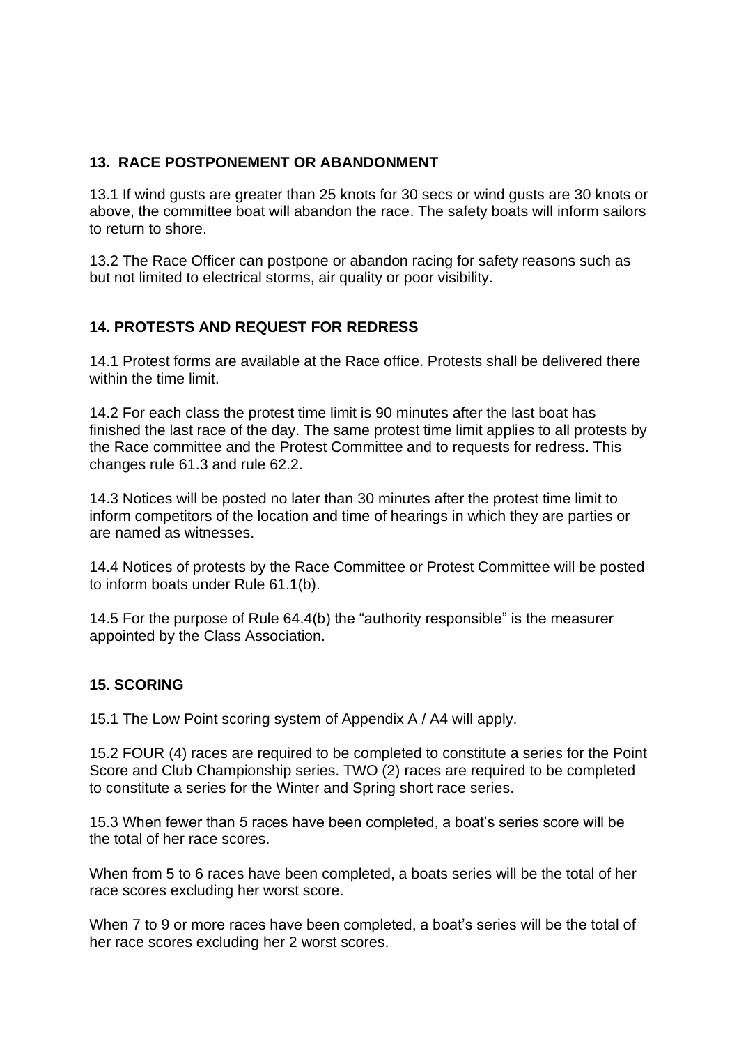## 13. RACE POSTPONEMENT OR ABANDONMENT

13.1 If wind gusts are greater than 25 knots for 30 secs or wind gusts are 30 knots or above, the committee boat will abandon the race. The safety boats will inform sailors to return to shore.

13.2 The Race Officer can postpone or abandon racing for safety reasons such as but not limited to electrical storms, air quality or poor visibility.

## 14. PROTESTS AND REQUEST FOR REDRESS

14.1 Protest forms are available at the Race office. Protests shall be delivered there within the time limit.

14.2 For each class the protest time limit is 90 minutes after the last boat has finished the last race of the day. The same protest time limit applies to all protests by the Race committee and the Protest Committee and to requests for redress. This changes rule 61.3 and rule 62.2.

14.3 Notices will be posted no later than 30 minutes after the protest time limit to inform competitors of the location and time of hearings in which they are parties or are named as witnesses.

14.4 Notices of protests by the Race Committee or Protest Committee will be posted to inform boats under Rule 61.1(b).

14.5 For the purpose of Rule 64.4(b) the "authority responsible" is the measurer appointed by the Class Association.

## 15. SCORING

15.1 The Low Point scoring system of Appendix A / A4 will apply.

15.2 FOUR (4) races are required to be completed to constitute a series for the Point Score and Club Championship series. TWO (2) races are required to be completed to constitute a series for the Winter and Spring short race series.

15.3 When fewer than 5 races have been completed, a boat's series score will be the total of her race scores.

When from 5 to 6 races have been completed, a boats series will be the total of her race scores excluding her worst score.

When 7 to 9 or more races have been completed, a boat's series will be the total of her race scores excluding her 2 worst scores.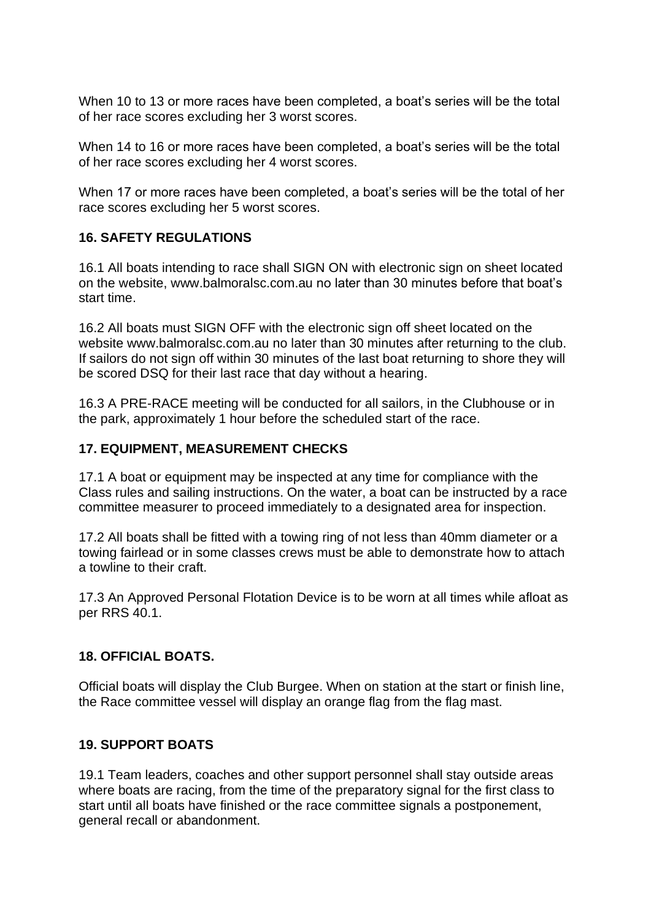When 10 to 13 or more races have been completed, a boat's series will be the total of her race scores excluding her 3 worst scores.

When 14 to 16 or more races have been completed, a boat's series will be the total of her race scores excluding her 4 worst scores.

When 17 or more races have been completed, a boat's series will be the total of her race scores excluding her 5 worst scores.

**16. SAFETY REGULATIONS**

16.1 All boats intending to race shall SIGN ON with electronic sign on sheet located on the website, www.balmoralsc.com.au no later than 30 minutes before that boat's start time.

16.2 All boats must SIGN OFF with the electronic sign off sheet located on the website www.balmoralsc.com.au no later than 30 minutes after returning to the club. If sailors do not sign off within 30 minutes of the last boat returning to shore they will be scored DSQ for their last race that day without a hearing.

16.3 A PRE-RACE meeting will be conducted for all sailors, in the Clubhouse or in the park, approximately 1 hour before the scheduled start of the race.

**17. EQUIPMENT, MEASUREMENT CHECKS**

17.1 A boat or equipment may be inspected at any time for compliance with the Class rules and sailing instructions. On the water, a boat can be instructed by a race committee measurer to proceed immediately to a designated area for inspection.

17.2 All boats shall be fitted with a towing ring of not less than 40mm diameter or a towing fairlead or in some classes crews must be able to demonstrate how to attach a towline to their craft.

17.3 An Approved Personal Flotation Device is to be worn at all times while afloat as per RRS 40.1.

**18. OFFICIAL BOATS.**

Official boats will display the Club Burgee. When on station at the start or finish line, the Race committee vessel will display an orange flag from the flag mast.

**19. SUPPORT BOATS**

19.1 Team leaders, coaches and other support personnel shall stay outside areas where boats are racing, from the time of the preparatory signal for the first class to start until all boats have finished or the race committee signals a postponement, general recall or abandonment.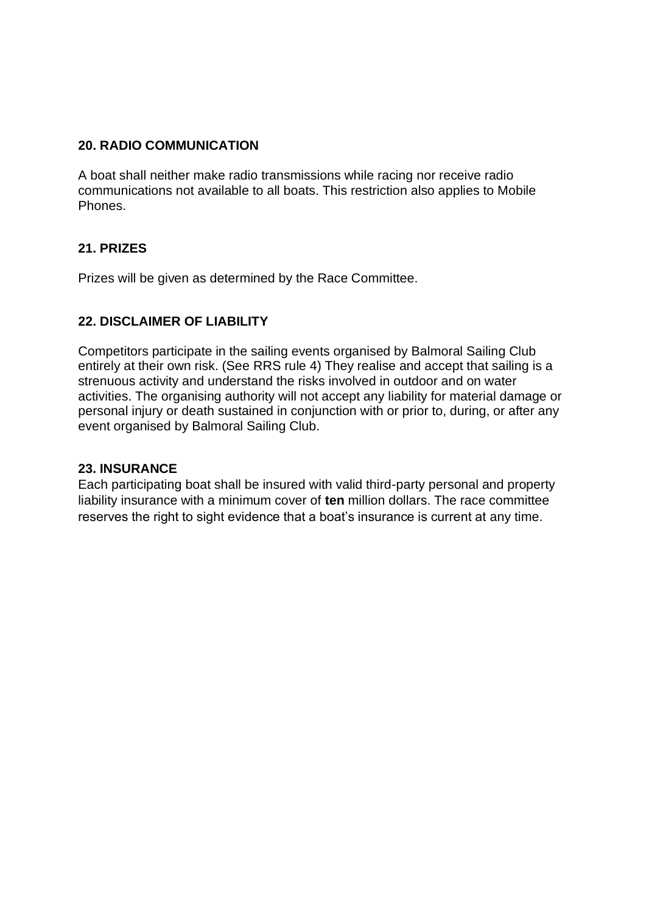## 20. RADIO COMMUNICATION

A boat shall neither make radio transmissions while racing nor receive radio communications not available to all boats. This restriction also applies to Mobile Phones.

## 21. PRIZES

Prizes will be given as determined by the Race Committee.

## 22. DISCLAIMER OF LIABILITY

Competitors participate in the sailing events organised by Balmoral Sailing Club entirely at their own risk. (See RRS rule 4) They realise and accept that sailing is a strenuous activity and understand the risks involved in outdoor and on water activities. The organising authority will not accept any liability for material damage or personal injury or death sustained in conjunction with or prior to, during, or after any event organised by Balmoral Sailing Club.

## 23. INSURANCE

Each participating boat shall be insured with valid third-party personal and property liability insurance with a minimum cover of **ten** million dollars. The race committee reserves the right to sight evidence that a boat's insurance is current at any time.